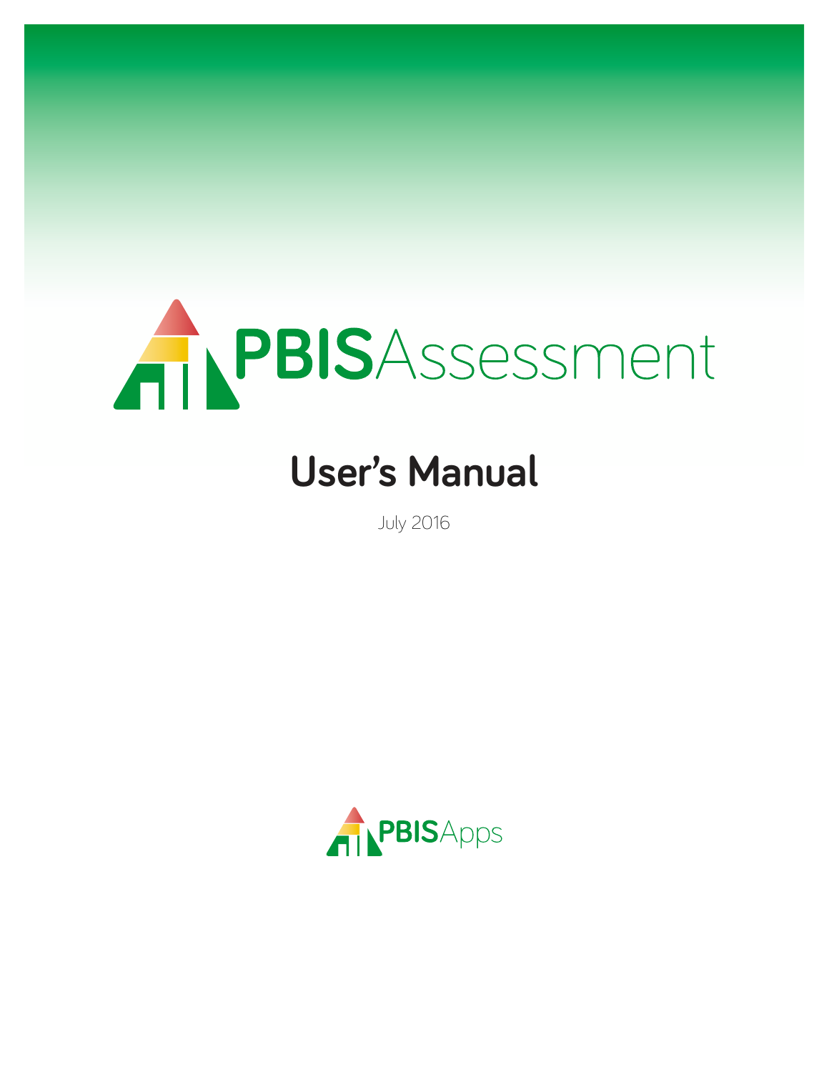# PBISAssessment

## User's Manual

July 2016

PBISApps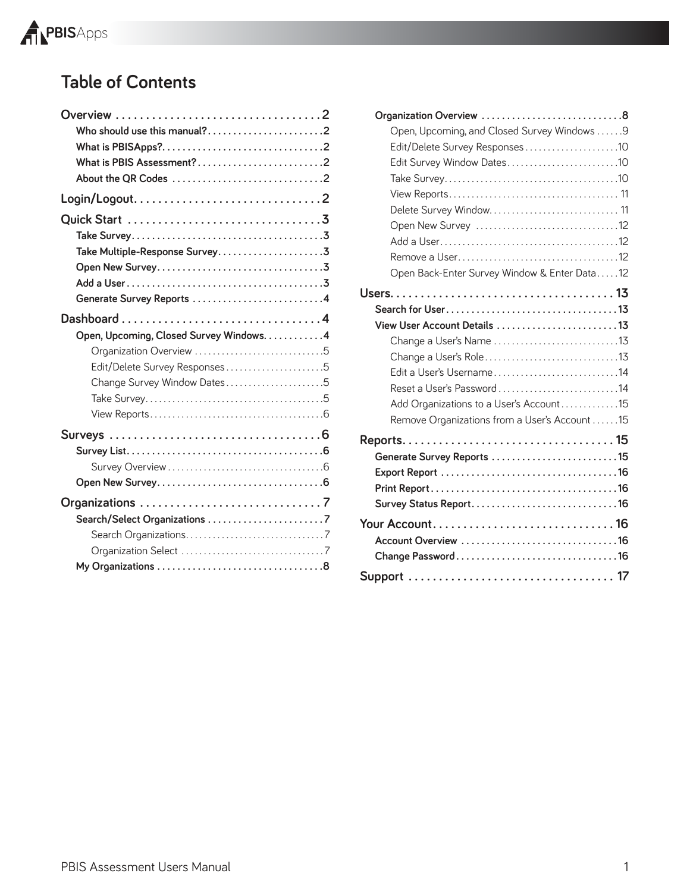# Table of Contents

- **Overview** ... 2
  - Who should use this manual? ... 2
  - What is PBISApps? ... 2
  - What is PBIS Assessment? ... 2
  - About the QR Codes ... 2
- **Login/Logout** ... 2
- **Quick Start** ... 3
  - Take Survey ... 3
  - Take Multiple-Response Survey ... 3
  - Open New Survey ... 3
  - Add a User ... 3
  - Generate Survey Reports ... 4
- **Dashboard** ... 4
  - Open, Upcoming, Closed Survey Windows ... 4
    - Organization Overview ... 5
    - Edit/Delete Survey Responses ... 5
    - Change Survey Window Dates ... 5
    - Take Survey ... 5
    - View Reports ... 6
- **Surveys** ... 6
  - Survey List ... 6
    - Survey Overview ... 6
  - Open New Survey ... 6
- **Organizations** ... 7
  - Search/Select Organizations ... 7
    - Search Organizations ... 7
    - Organization Select ... 7
  - My Organizations ... 8
  - Organization Overview ... 8
    - Open, Upcoming, and Closed Survey Windows ... 9
    - Edit/Delete Survey Responses ... 10
    - Edit Survey Window Dates ... 10
    - Take Survey ... 10
    - View Reports ... 11
    - Delete Survey Window ... 11
    - Open New Survey ... 12
    - Add a User ... 12
    - Remove a User ... 12
    - Open Back-Enter Survey Window & Enter Data ... 12
- **Users** ... 13
  - Search for User ... 13
  - View User Account Details ... 13
    - Change a User's Name ... 13
    - Change a User's Role ... 13
    - Edit a User's Username ... 14
    - Reset a User's Password ... 14
    - Add Organizations to a User's Account ... 15
    - Remove Organizations from a User's Account ... 15
- **Reports** ... 15
  - Generate Survey Reports ... 15
  - Export Report ... 16
  - Print Report ... 16
  - Survey Status Report ... 16
- **Your Account** ... 16
  - Account Overview ... 16
  - Change Password ... 16
- **Support** ... 17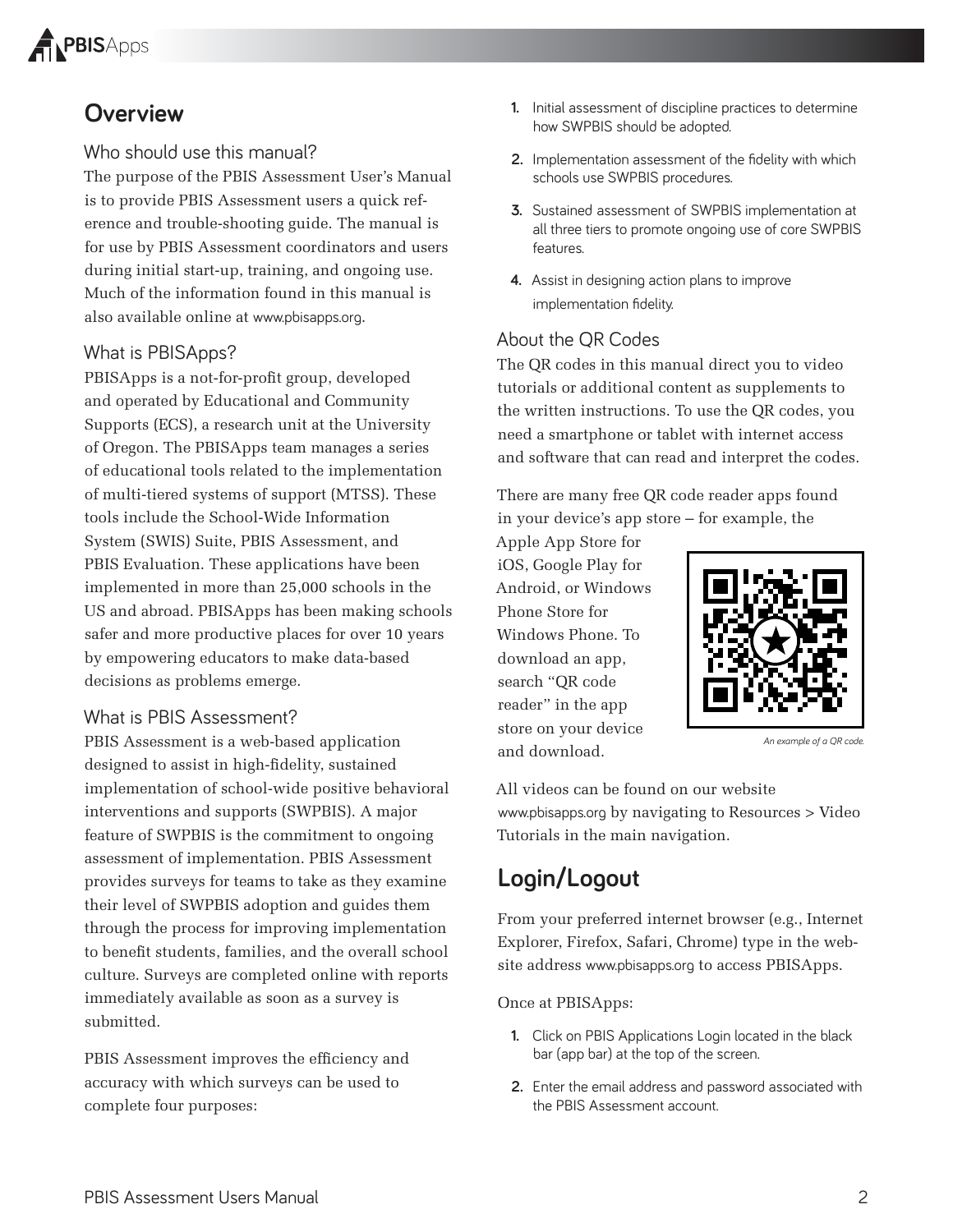## Overview

### Who should use this manual?

The purpose of the PBIS Assessment User's Manual is to provide PBIS Assessment users a quick reference and trouble-shooting guide. The manual is for use by PBIS Assessment coordinators and users during initial start-up, training, and ongoing use. Much of the information found in this manual is also available online at www.pbisapps.org.

### What is PBISApps?

PBISApps is a not-for-profit group, developed and operated by Educational and Community Supports (ECS), a research unit at the University of Oregon. The PBISApps team manages a series of educational tools related to the implementation of multi-tiered systems of support (MTSS). These tools include the School-Wide Information System (SWIS) Suite, PBIS Assessment, and PBIS Evaluation. These applications have been implemented in more than 25,000 schools in the US and abroad. PBISApps has been making schools safer and more productive places for over 10 years by empowering educators to make data-based decisions as problems emerge.

### What is PBIS Assessment?

PBIS Assessment is a web-based application designed to assist in high-fidelity, sustained implementation of school-wide positive behavioral interventions and supports (SWPBIS). A major feature of SWPBIS is the commitment to ongoing assessment of implementation. PBIS Assessment provides surveys for teams to take as they examine their level of SWPBIS adoption and guides them through the process for improving implementation to benefit students, families, and the overall school culture. Surveys are completed online with reports immediately available as soon as a survey is submitted.

PBIS Assessment improves the efficiency and accuracy with which surveys can be used to complete four purposes:

1. Initial assessment of discipline practices to determine how SWPBIS should be adopted.
2. Implementation assessment of the fidelity with which schools use SWPBIS procedures.
3. Sustained assessment of SWPBIS implementation at all three tiers to promote ongoing use of core SWPBIS features.
4. Assist in designing action plans to improve implementation fidelity.

### About the QR Codes

The QR codes in this manual direct you to video tutorials or additional content as supplements to the written instructions. To use the QR codes, you need a smartphone or tablet with internet access and software that can read and interpret the codes.

There are many free QR code reader apps found in your device's app store – for example, the Apple App Store for iOS, Google Play for Android, or Windows Phone Store for Windows Phone. To download an app, search "QR code reader" in the app store on your device and download.

*An example of a QR code.*

All videos can be found on our website www.pbisapps.org by navigating to Resources > Video Tutorials in the main navigation.

## Login/Logout

From your preferred internet browser (e.g., Internet Explorer, Firefox, Safari, Chrome) type in the website address www.pbisapps.org to access PBISApps.

Once at PBISApps:

1. Click on PBIS Applications Login located in the black bar (app bar) at the top of the screen.
2. Enter the email address and password associated with the PBIS Assessment account.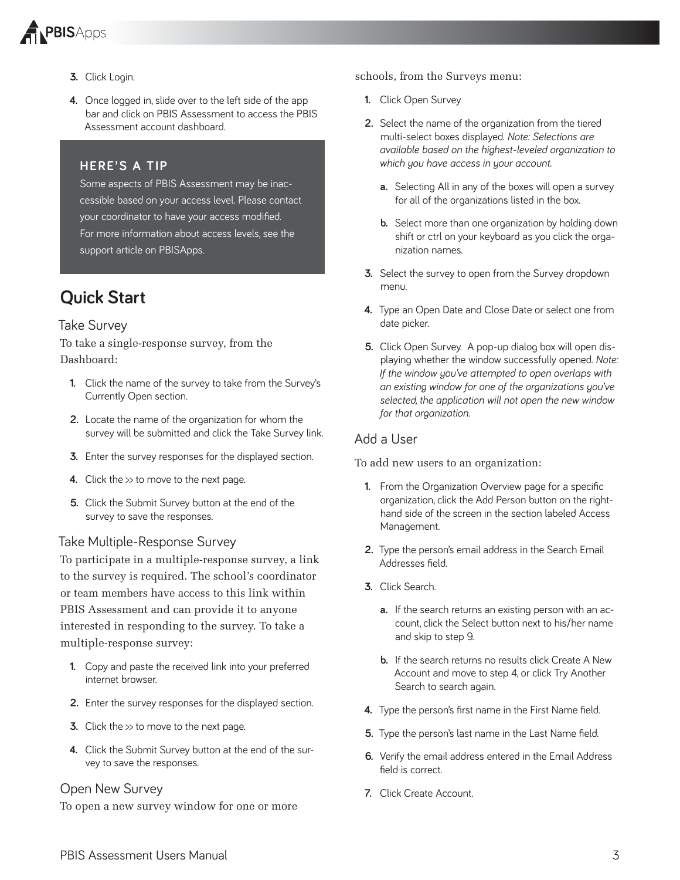3. Click Login.
4. Once logged in, slide over to the left side of the app bar and click on PBIS Assessment to access the PBIS Assessment account dashboard.

> **HERE'S A TIP**
>
> Some aspects of PBIS Assessment may be inaccessible based on your access level. Please contact your coordinator to have your access modified. For more information about access levels, see the support article on PBISApps.

# Quick Start

## Take Survey

To take a single-response survey, from the Dashboard:

1. Click the name of the survey to take from the Survey's Currently Open section.
2. Locate the name of the organization for whom the survey will be submitted and click the Take Survey link.
3. Enter the survey responses for the displayed section.
4. Click the >> to move to the next page.
5. Click the Submit Survey button at the end of the survey to save the responses.

## Take Multiple-Response Survey

To participate in a multiple-response survey, a link to the survey is required. The school's coordinator or team members have access to this link within PBIS Assessment and can provide it to anyone interested in responding to the survey. To take a multiple-response survey:

1. Copy and paste the received link into your preferred internet browser.
2. Enter the survey responses for the displayed section.
3. Click the >> to move to the next page.
4. Click the Submit Survey button at the end of the survey to save the responses.

## Open New Survey

To open a new survey window for one or more schools, from the Surveys menu:

1. Click Open Survey
2. Select the name of the organization from the tiered multi-select boxes displayed. *Note: Selections are available based on the highest-leveled organization to which you have access in your account.*
   a. Selecting All in any of the boxes will open a survey for all of the organizations listed in the box.
   b. Select more than one organization by holding down shift or ctrl on your keyboard as you click the organization names.
3. Select the survey to open from the Survey dropdown menu.
4. Type an Open Date and Close Date or select one from date picker.
5. Click Open Survey. A pop-up dialog box will open displaying whether the window successfully opened. *Note: If the window you've attempted to open overlaps with an existing window for one of the organizations you've selected, the application will not open the new window for that organization.*

## Add a User

To add new users to an organization:

1. From the Organization Overview page for a specific organization, click the Add Person button on the right-hand side of the screen in the section labeled Access Management.
2. Type the person's email address in the Search Email Addresses field.
3. Click Search.
   a. If the search returns an existing person with an account, click the Select button next to his/her name and skip to step 9.
   b. If the search returns no results click Create A New Account and move to step 4, or click Try Another Search to search again.
4. Type the person's first name in the First Name field.
5. Type the person's last name in the Last Name field.
6. Verify the email address entered in the Email Address field is correct.
7. Click Create Account.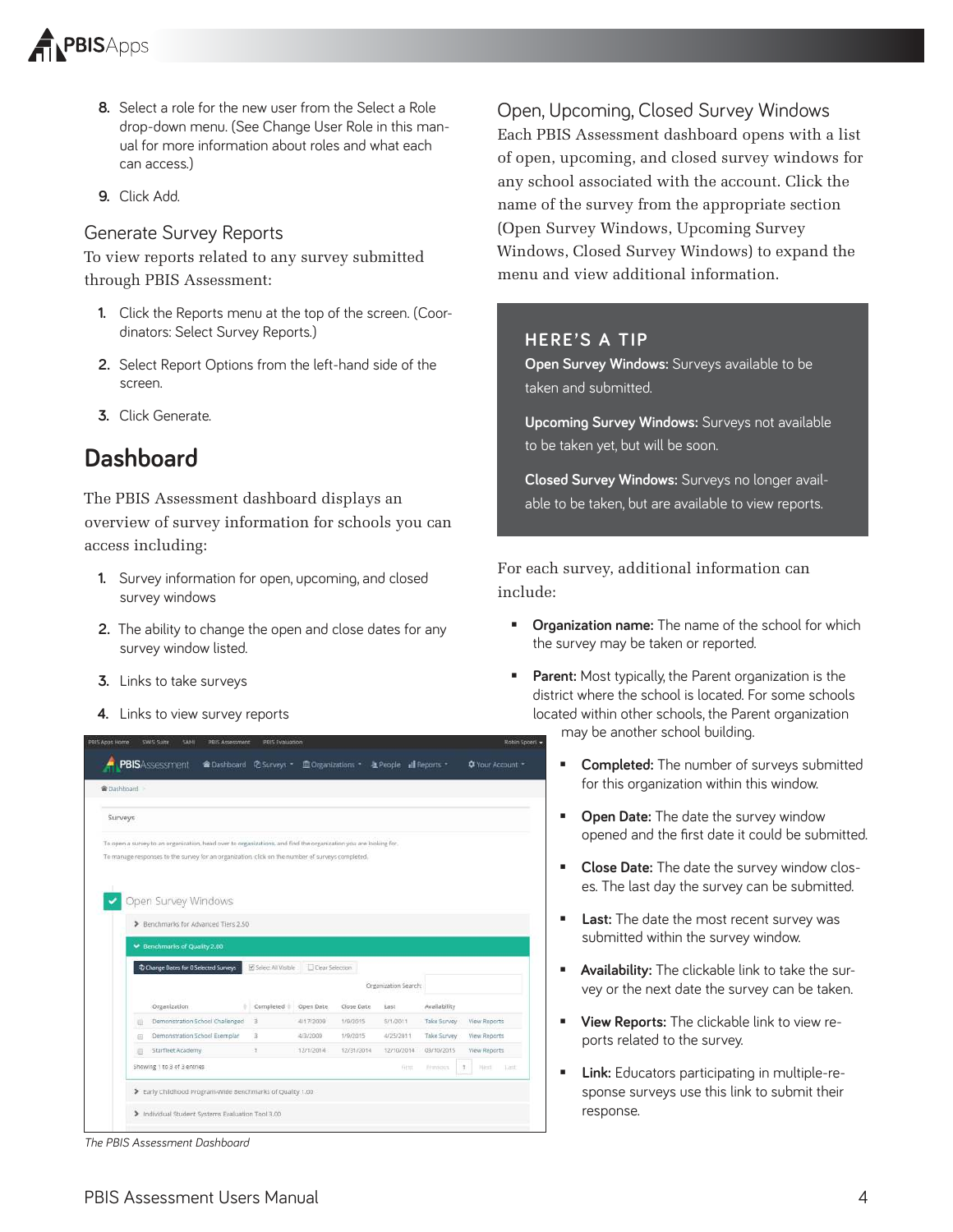8. Select a role for the new user from the Select a Role drop-down menu. (See Change User Role in this manual for more information about roles and what each can access.)
9. Click Add.

### Generate Survey Reports

To view reports related to any survey submitted through PBIS Assessment:

1. Click the Reports menu at the top of the screen. (Coordinators: Select Survey Reports.)
2. Select Report Options from the left-hand side of the screen.
3. Click Generate.

## Dashboard

The PBIS Assessment dashboard displays an overview of survey information for schools you can access including:

1. Survey information for open, upcoming, and closed survey windows
2. The ability to change the open and close dates for any survey window listed.
3. Links to take surveys
4. Links to view survey reports

*The PBIS Assessment Dashboard*

### Open, Upcoming, Closed Survey Windows

Each PBIS Assessment dashboard opens with a list of open, upcoming, and closed survey windows for any school associated with the account. Click the name of the survey from the appropriate section (Open Survey Windows, Upcoming Survey Windows, Closed Survey Windows) to expand the menu and view additional information.

> **HERE'S A TIP**
>
> **Open Survey Windows:** Surveys available to be taken and submitted.
>
> **Upcoming Survey Windows:** Surveys not available to be taken yet, but will be soon.
>
> **Closed Survey Windows:** Surveys no longer available to be taken, but are available to view reports.

For each survey, additional information can include:

- **Organization name:** The name of the school for which the survey may be taken or reported.
- **Parent:** Most typically, the Parent organization is the district where the school is located. For some schools located within other schools, the Parent organization may be another school building.
- **Completed:** The number of surveys submitted for this organization within this window.
- **Open Date:** The date the survey window opened and the first date it could be submitted.
- **Close Date:** The date the survey window closes. The last day the survey can be submitted.
- **Last:** The date the most recent survey was submitted within the survey window.
- **Availability:** The clickable link to take the survey or the next date the survey can be taken.
- **View Reports:** The clickable link to view reports related to the survey.
- **Link:** Educators participating in multiple-response surveys use this link to submit their response.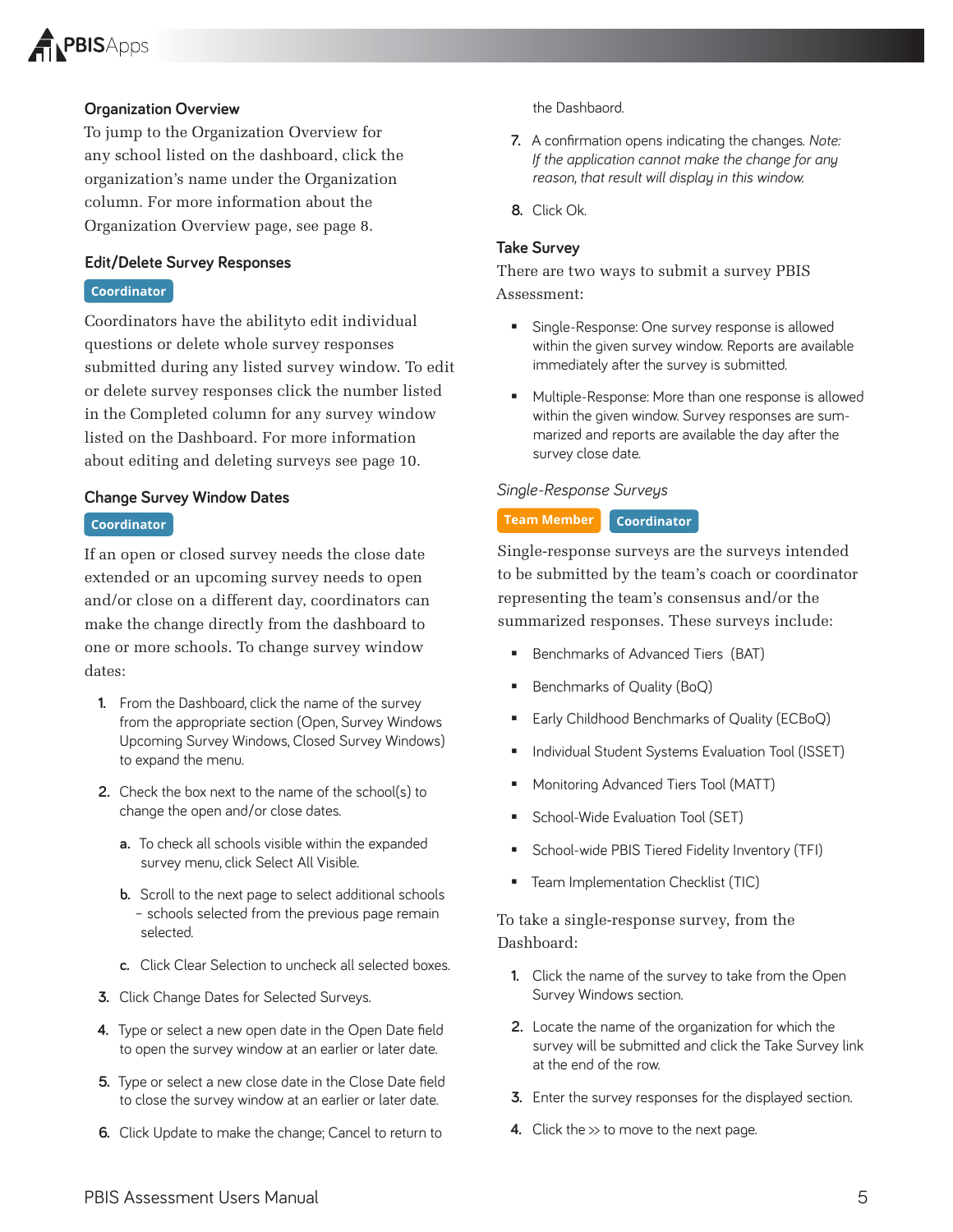### Organization Overview

To jump to the Organization Overview for any school listed on the dashboard, click the organization's name under the Organization column. For more information about the Organization Overview page, see page 8.

### Edit/Delete Survey Responses

**Coordinator**

Coordinators have the abilityto edit individual questions or delete whole survey responses submitted during any listed survey window. To edit or delete survey responses click the number listed in the Completed column for any survey window listed on the Dashboard. For more information about editing and deleting surveys see page 10.

### Change Survey Window Dates

**Coordinator**

If an open or closed survey needs the close date extended or an upcoming survey needs to open and/or close on a different day, coordinators can make the change directly from the dashboard to one or more schools. To change survey window dates:

1. From the Dashboard, click the name of the survey from the appropriate section (Open, Survey Windows Upcoming Survey Windows, Closed Survey Windows) to expand the menu.
2. Check the box next to the name of the school(s) to change the open and/or close dates.
   a. To check all schools visible within the expanded survey menu, click Select All Visible.
   b. Scroll to the next page to select additional schools – schools selected from the previous page remain selected.
   c. Click Clear Selection to uncheck all selected boxes.
3. Click Change Dates for Selected Surveys.
4. Type or select a new open date in the Open Date field to open the survey window at an earlier or later date.
5. Type or select a new close date in the Close Date field to close the survey window at an earlier or later date.
6. Click Update to make the change; Cancel to return to the Dashbaord.
7. A confirmation opens indicating the changes. *Note: If the application cannot make the change for any reason, that result will display in this window.*
8. Click Ok.

### Take Survey

There are two ways to submit a survey PBIS Assessment:

- Single-Response: One survey response is allowed within the given survey window. Reports are available immediately after the survey is submitted.
- Multiple-Response: More than one response is allowed within the given window. Survey responses are summarized and reports are available the day after the survey close date.

#### *Single-Response Surveys*

**Team Member** **Coordinator**

Single-response surveys are the surveys intended to be submitted by the team's coach or coordinator representing the team's consensus and/or the summarized responses. These surveys include:

- Benchmarks of Advanced Tiers (BAT)
- Benchmarks of Quality (BoQ)
- Early Childhood Benchmarks of Quality (ECBoQ)
- Individual Student Systems Evaluation Tool (ISSET)
- Monitoring Advanced Tiers Tool (MATT)
- School-Wide Evaluation Tool (SET)
- School-wide PBIS Tiered Fidelity Inventory (TFI)
- Team Implementation Checklist (TIC)

To take a single-response survey, from the Dashboard:

1. Click the name of the survey to take from the Open Survey Windows section.
2. Locate the name of the organization for which the survey will be submitted and click the Take Survey link at the end of the row.
3. Enter the survey responses for the displayed section.
4. Click the >> to move to the next page.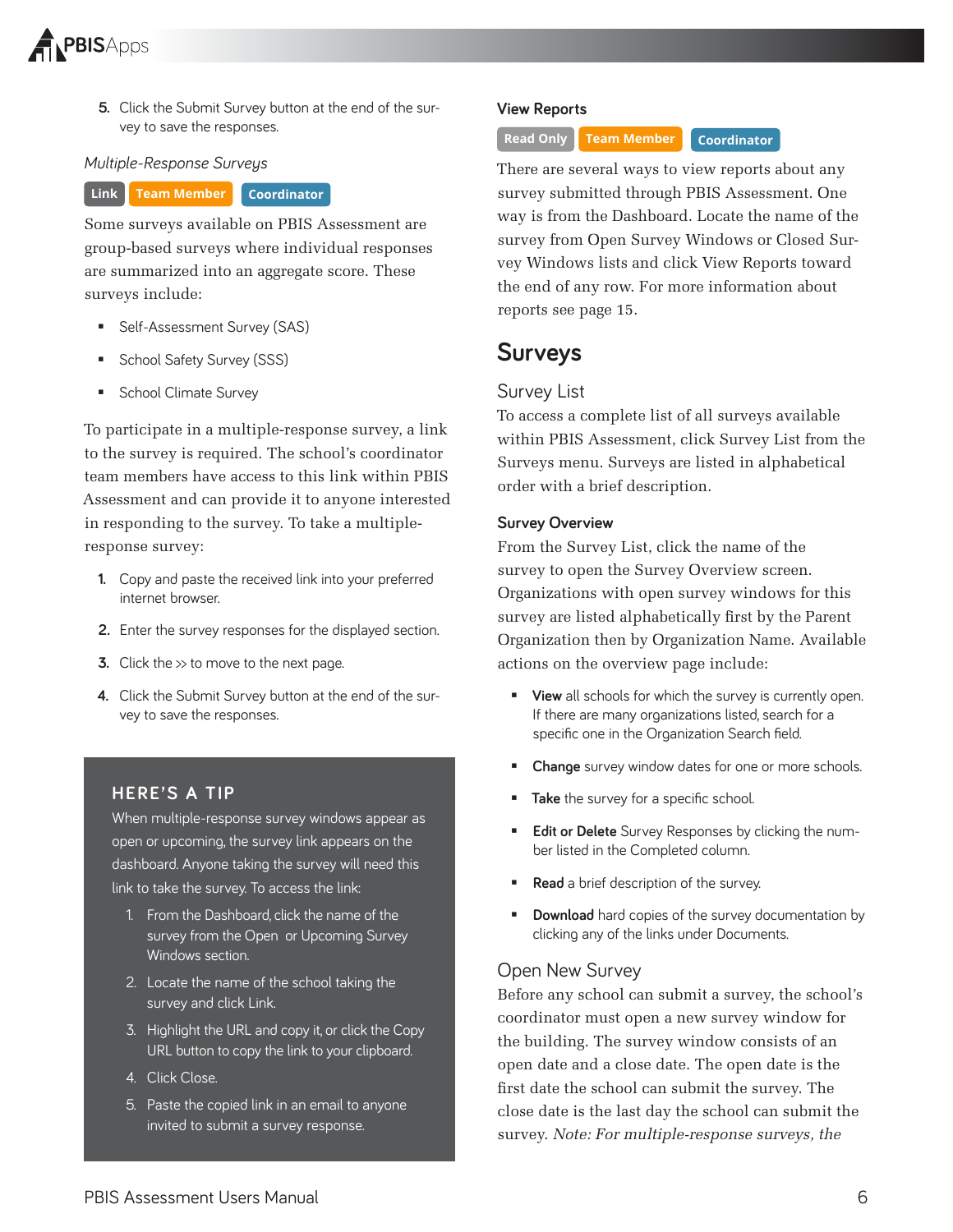5. Click the Submit Survey button at the end of the survey to save the responses.

*Multiple-Response Surveys*

Link Team Member Coordinator

Some surveys available on PBIS Assessment are group-based surveys where individual responses are summarized into an aggregate score. These surveys include:

- Self-Assessment Survey (SAS)
- School Safety Survey (SSS)
- School Climate Survey

To participate in a multiple-response survey, a link to the survey is required. The school's coordinator team members have access to this link within PBIS Assessment and can provide it to anyone interested in responding to the survey. To take a multiple-response survey:

1. Copy and paste the received link into your preferred internet browser.
2. Enter the survey responses for the displayed section.
3. Click the >> to move to the next page.
4. Click the Submit Survey button at the end of the survey to save the responses.

> **HERE'S A TIP**
>
> When multiple-response survey windows appear as open or upcoming, the survey link appears on the dashboard. Anyone taking the survey will need this link to take the survey. To access the link:
>
> 1. From the Dashboard, click the name of the survey from the Open or Upcoming Survey Windows section.
> 2. Locate the name of the school taking the survey and click Link.
> 3. Highlight the URL and copy it, or click the Copy URL button to copy the link to your clipboard.
> 4. Click Close.
> 5. Paste the copied link in an email to anyone invited to submit a survey response.

### View Reports

Read Only Team Member Coordinator

There are several ways to view reports about any survey submitted through PBIS Assessment. One way is from the Dashboard. Locate the name of the survey from Open Survey Windows or Closed Survey Windows lists and click View Reports toward the end of any row. For more information about reports see page 15.

# Surveys

## Survey List

To access a complete list of all surveys available within PBIS Assessment, click Survey List from the Surveys menu. Surveys are listed in alphabetical order with a brief description.

### Survey Overview

From the Survey List, click the name of the survey to open the Survey Overview screen. Organizations with open survey windows for this survey are listed alphabetically first by the Parent Organization then by Organization Name. Available actions on the overview page include:

- **View** all schools for which the survey is currently open. If there are many organizations listed, search for a specific one in the Organization Search field.
- **Change** survey window dates for one or more schools.
- **Take** the survey for a specific school.
- **Edit or Delete** Survey Responses by clicking the number listed in the Completed column.
- **Read** a brief description of the survey.
- **Download** hard copies of the survey documentation by clicking any of the links under Documents.

## Open New Survey

Before any school can submit a survey, the school's coordinator must open a new survey window for the building. The survey window consists of an open date and a close date. The open date is the first date the school can submit the survey. The close date is the last day the school can submit the survey. *Note: For multiple-response surveys, the*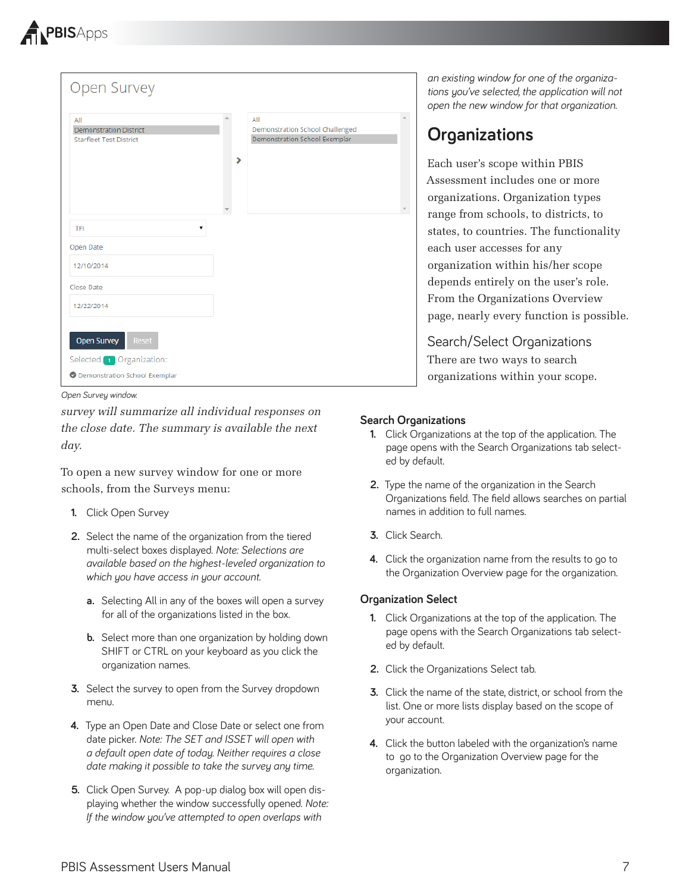Open Survey

| All | All |
| --- | --- |
| Demonstration District | Demonstration School Challenged |
| Starfleet Test District | Demonstration School Exemplar |

TFI

Open Date

12/10/2014

Close Date

12/22/2014

Open Survey Reset

Selected 1 Organization:

Demonstration School Exemplar

*Open Survey window.*

*survey will summarize all individual responses on the close date. The summary is available the next day.*

To open a new survey window for one or more schools, from the Surveys menu:

1. Click Open Survey
2. Select the name of the organization from the tiered multi-select boxes displayed. *Note: Selections are available based on the highest-leveled organization to which you have access in your account.*
   a. Selecting All in any of the boxes will open a survey for all of the organizations listed in the box.
   b. Select more than one organization by holding down SHIFT or CTRL on your keyboard as you click the organization names.
3. Select the survey to open from the Survey dropdown menu.
4. Type an Open Date and Close Date or select one from date picker. *Note: The SET and ISSET will open with a default open date of today. Neither requires a close date making it possible to take the survey any time.*
5. Click Open Survey. A pop-up dialog box will open displaying whether the window successfully opened. *Note: If the window you've attempted to open overlaps with an existing window for one of the organizations you've selected, the application will not open the new window for that organization.*

# Organizations

Each user's scope within PBIS Assessment includes one or more organizations. Organization types range from schools, to districts, to states, to countries. The functionality each user accesses for any organization within his/her scope depends entirely on the user's role. From the Organizations Overview page, nearly every function is possible.

## Search/Select Organizations

There are two ways to search organizations within your scope.

### Search Organizations

1. Click Organizations at the top of the application. The page opens with the Search Organizations tab selected by default.
2. Type the name of the organization in the Search Organizations field. The field allows searches on partial names in addition to full names.
3. Click Search.
4. Click the organization name from the results to go to the Organization Overview page for the organization.

### Organization Select

1. Click Organizations at the top of the application. The page opens with the Search Organizations tab selected by default.
2. Click the Organizations Select tab.
3. Click the name of the state, district, or school from the list. One or more lists display based on the scope of your account.
4. Click the button labeled with the organization's name to go to the Organization Overview page for the organization.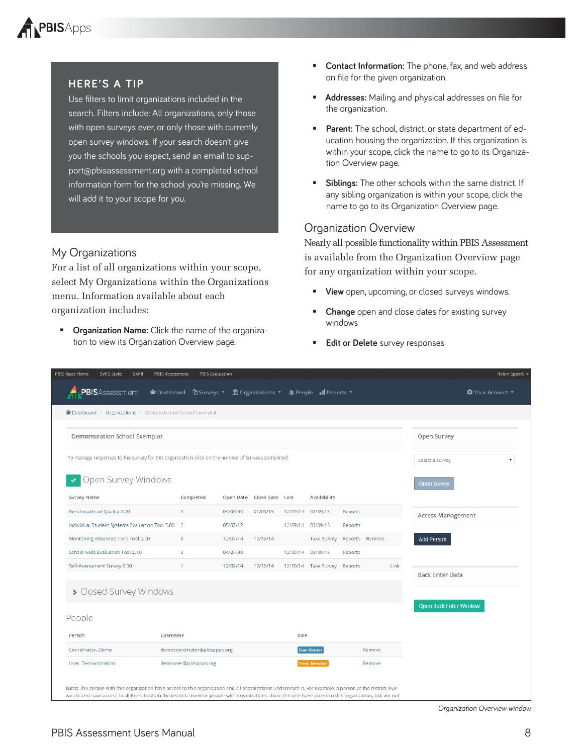> **HERE'S A TIP**
>
> Use filters to limit organizations included in the search. Filters include: All organizations, only those with open surveys ever, or only those with currently open survey windows. If your search doesn't give you the schools you expect, send an email to support@pbisassessment.org with a completed school information form for the school you're missing. We will add it to your scope for you.

## My Organizations

For a list of all organizations within your scope, select My Organizations within the Organizations menu. Information available about each organization includes:

- **Organization Name:** Click the name of the organization to view its Organization Overview page.
- **Contact Information:** The phone, fax, and web address on file for the given organization.
- **Addresses:** Mailing and physical addresses on file for the organization.
- **Parent:** The school, district, or state department of education housing the organization. If this organization is within your scope, click the name to go to its Organization Overview page.
- **Siblings:** The other schools within the same district. If any sibling organization is within your scope, click the name to go to its Organization Overview page.

## Organization Overview

Nearly all possible functionality within PBIS Assessment is available from the Organization Overview page for any organization within your scope.

- **View** open, upcoming, or closed surveys windows.
- **Change** open and close dates for existing survey windows
- **Edit or Delete** survey responses

*Organization Overview window.*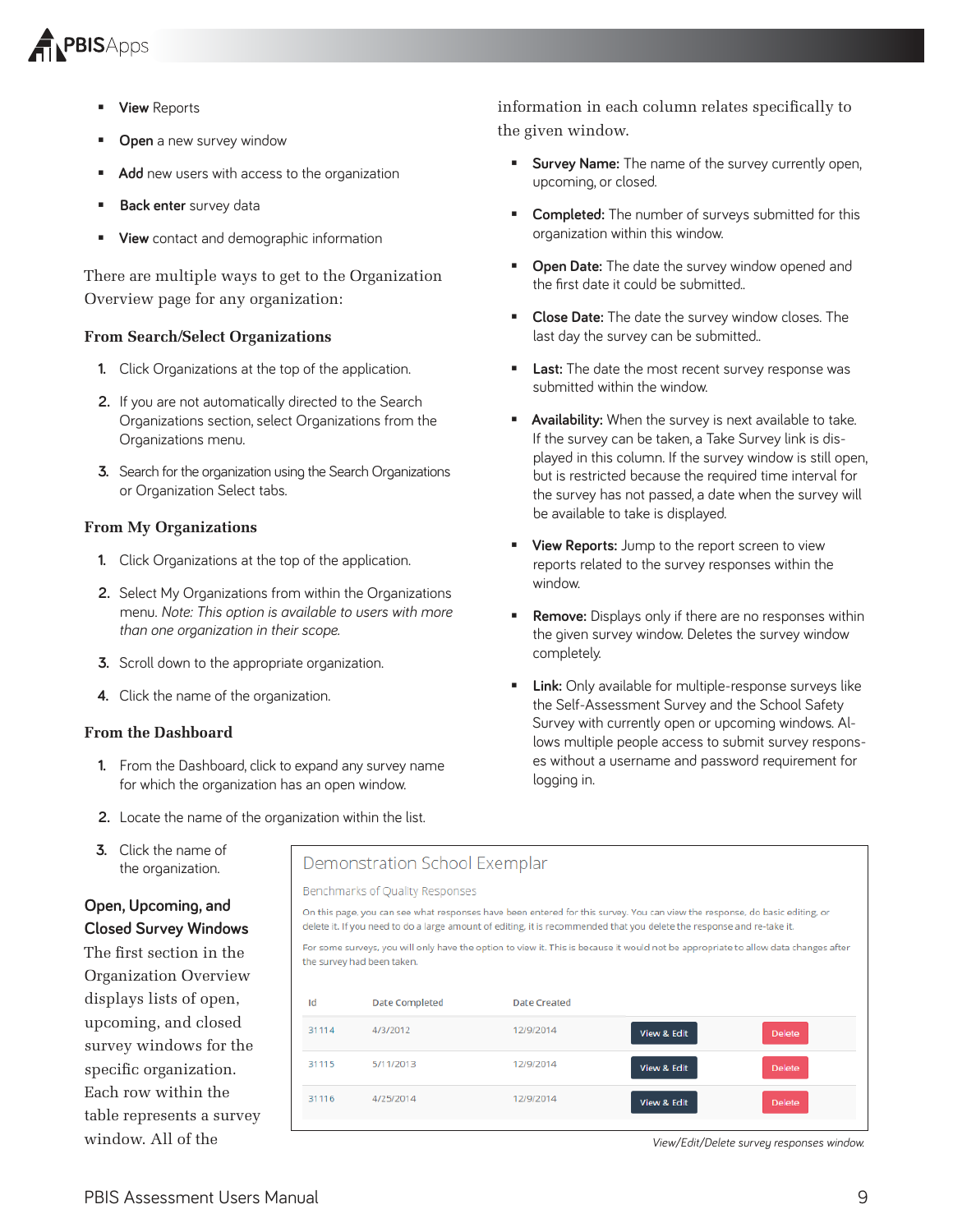- **View** Reports
- **Open** a new survey window
- **Add** new users with access to the organization
- **Back enter** survey data
- **View** contact and demographic information

There are multiple ways to get to the Organization Overview page for any organization:

### From Search/Select Organizations

1. Click Organizations at the top of the application.
2. If you are not automatically directed to the Search Organizations section, select Organizations from the Organizations menu.
3. Search for the organization using the Search Organizations or Organization Select tabs.

### From My Organizations

1. Click Organizations at the top of the application.
2. Select My Organizations from within the Organizations menu. *Note: This option is available to users with more than one organization in their scope.*
3. Scroll down to the appropriate organization.
4. Click the name of the organization.

### From the Dashboard

1. From the Dashboard, click to expand any survey name for which the organization has an open window.
2. Locate the name of the organization within the list.
3. Click the name of the organization.

### Open, Upcoming, and Closed Survey Windows

The first section in the Organization Overview displays lists of open, upcoming, and closed survey windows for the specific organization. Each row within the table represents a survey window. All of the information in each column relates specifically to the given window.

- **Survey Name:** The name of the survey currently open, upcoming, or closed.
- **Completed:** The number of surveys submitted for this organization within this window.
- **Open Date:** The date the survey window opened and the first date it could be submitted..
- **Close Date:** The date the survey window closes. The last day the survey can be submitted..
- **Last:** The date the most recent survey response was submitted within the window.
- **Availability:** When the survey is next available to take. If the survey can be taken, a Take Survey link is displayed in this column. If the survey window is still open, but is restricted because the required time interval for the survey has not passed, a date when the survey will be available to take is displayed.
- **View Reports:** Jump to the report screen to view reports related to the survey responses within the window.
- **Remove:** Displays only if there are no responses within the given survey window. Deletes the survey window completely.
- **Link:** Only available for multiple-response surveys like the Self-Assessment Survey and the School Safety Survey with currently open or upcoming windows. Allows multiple people access to submit survey responses without a username and password requirement for logging in.

Demonstration School Exemplar

Benchmarks of Quality Responses

On this page, you can see what responses have been entered for this survey. You can view the response, do basic editing, or delete it. If you need to do a large amount of editing, it is recommended that you delete the response and re-take it.

For some surveys, you will only have the option to view it. This is because it would not be appropriate to allow data changes after the survey had been taken.

| Id | Date Completed | Date Created | | |
|---|---|---|---|---|
| 31114 | 4/3/2012 | 12/9/2014 | View & Edit | Delete |
| 31115 | 5/11/2013 | 12/9/2014 | View & Edit | Delete |
| 31116 | 4/25/2014 | 12/9/2014 | View & Edit | Delete |

*View/Edit/Delete survey responses window.*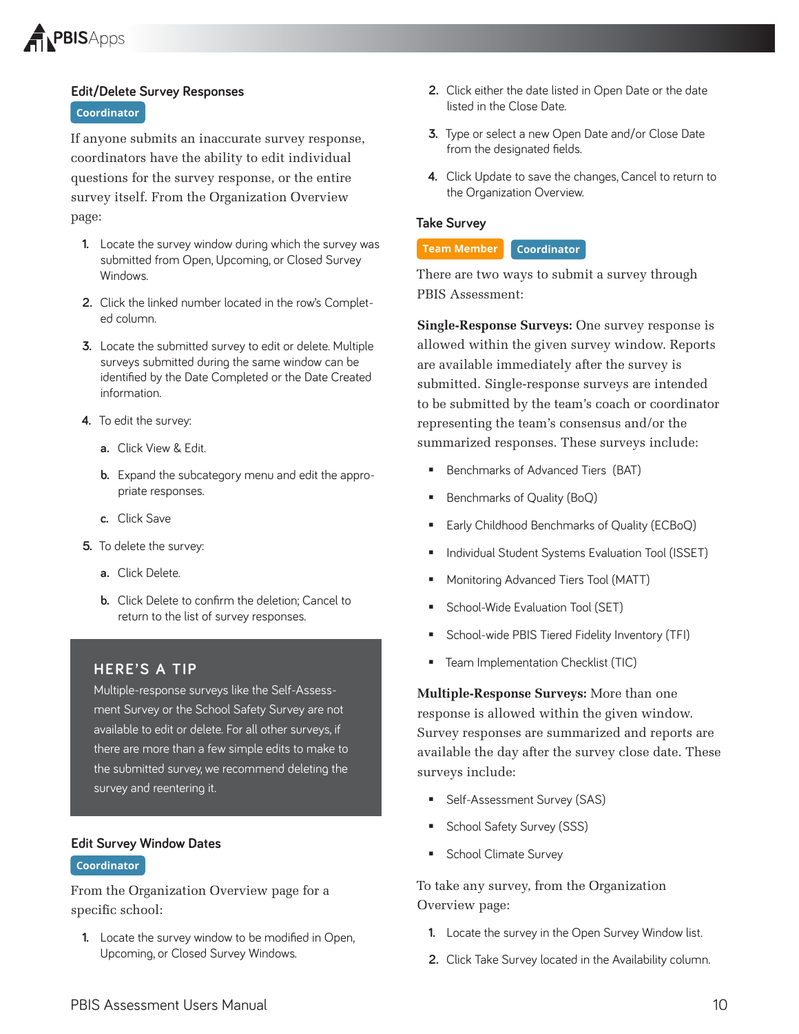### Edit/Delete Survey Responses

Coordinator

If anyone submits an inaccurate survey response, coordinators have the ability to edit individual questions for the survey response, or the entire survey itself. From the Organization Overview page:

1. Locate the survey window during which the survey was submitted from Open, Upcoming, or Closed Survey Windows.
2. Click the linked number located in the row's Completed column.
3. Locate the submitted survey to edit or delete. Multiple surveys submitted during the same window can be identified by the Date Completed or the Date Created information.
4. To edit the survey:
   a. Click View & Edit.
   b. Expand the subcategory menu and edit the appropriate responses.
   c. Click Save
5. To delete the survey:
   a. Click Delete.
   b. Click Delete to confirm the deletion; Cancel to return to the list of survey responses.

> **HERE'S A TIP**
>
> Multiple-response surveys like the Self-Assessment Survey or the School Safety Survey are not available to edit or delete. For all other surveys, if there are more than a few simple edits to make to the submitted survey, we recommend deleting the survey and reentering it.

### Edit Survey Window Dates

Coordinator

From the Organization Overview page for a specific school:

1. Locate the survey window to be modified in Open, Upcoming, or Closed Survey Windows.
2. Click either the date listed in Open Date or the date listed in the Close Date.
3. Type or select a new Open Date and/or Close Date from the designated fields.
4. Click Update to save the changes, Cancel to return to the Organization Overview.

### Take Survey

Team Member Coordinator

There are two ways to submit a survey through PBIS Assessment:

**Single-Response Surveys:** One survey response is allowed within the given survey window. Reports are available immediately after the survey is submitted. Single-response surveys are intended to be submitted by the team's coach or coordinator representing the team's consensus and/or the summarized responses. These surveys include:

- Benchmarks of Advanced Tiers (BAT)
- Benchmarks of Quality (BoQ)
- Early Childhood Benchmarks of Quality (ECBoQ)
- Individual Student Systems Evaluation Tool (ISSET)
- Monitoring Advanced Tiers Tool (MATT)
- School-Wide Evaluation Tool (SET)
- School-wide PBIS Tiered Fidelity Inventory (TFI)
- Team Implementation Checklist (TIC)

**Multiple-Response Surveys:** More than one response is allowed within the given window. Survey responses are summarized and reports are available the day after the survey close date. These surveys include:

- Self-Assessment Survey (SAS)
- School Safety Survey (SSS)
- School Climate Survey

To take any survey, from the Organization Overview page:

1. Locate the survey in the Open Survey Window list.
2. Click Take Survey located in the Availability column.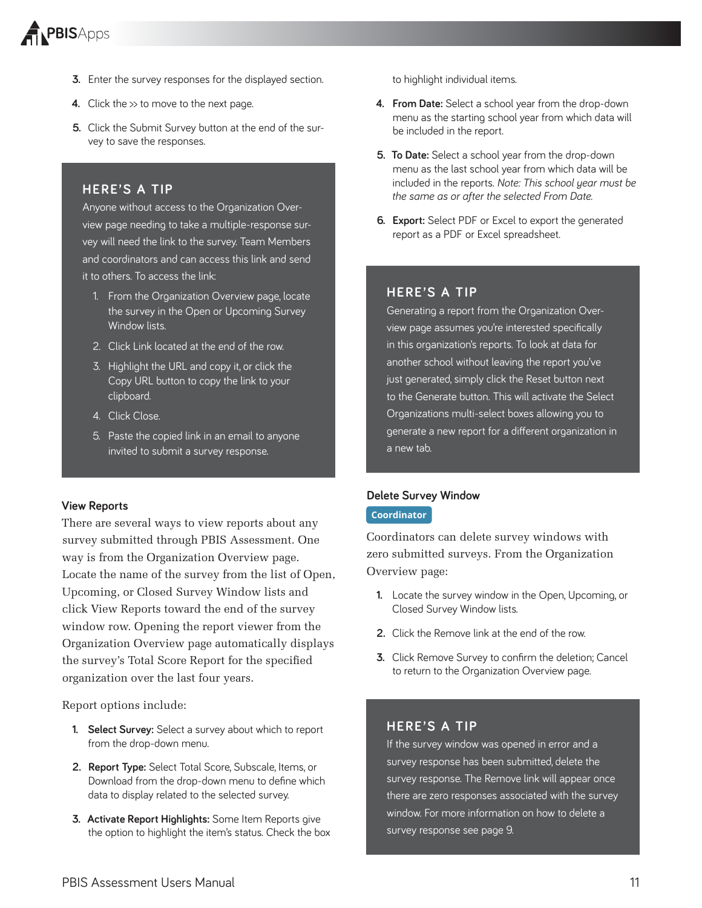3. Enter the survey responses for the displayed section.
4. Click the >> to move to the next page.
5. Click the Submit Survey button at the end of the survey to save the responses.

> **HERE'S A TIP**
>
> Anyone without access to the Organization Overview page needing to take a multiple-response survey will need the link to the survey. Team Members and coordinators and can access this link and send it to others. To access the link:
>
> 1. From the Organization Overview page, locate the survey in the Open or Upcoming Survey Window lists.
> 2. Click Link located at the end of the row.
> 3. Highlight the URL and copy it, or click the Copy URL button to copy the link to your clipboard.
> 4. Click Close.
> 5. Paste the copied link in an email to anyone invited to submit a survey response.

### View Reports

There are several ways to view reports about any survey submitted through PBIS Assessment. One way is from the Organization Overview page. Locate the name of the survey from the list of Open, Upcoming, or Closed Survey Window lists and click View Reports toward the end of the survey window row. Opening the report viewer from the Organization Overview page automatically displays the survey's Total Score Report for the specified organization over the last four years.

Report options include:

1. **Select Survey:** Select a survey about which to report from the drop-down menu.
2. **Report Type:** Select Total Score, Subscale, Items, or Download from the drop-down menu to define which data to display related to the selected survey.
3. **Activate Report Highlights:** Some Item Reports give the option to highlight the item's status. Check the box to highlight individual items.
4. **From Date:** Select a school year from the drop-down menu as the starting school year from which data will be included in the report.
5. **To Date:** Select a school year from the drop-down menu as the last school year from which data will be included in the reports. *Note: This school year must be the same as or after the selected From Date.*
6. **Export:** Select PDF or Excel to export the generated report as a PDF or Excel spreadsheet.

> **HERE'S A TIP**
>
> Generating a report from the Organization Overview page assumes you're interested specifically in this organization's reports. To look at data for another school without leaving the report you've just generated, simply click the Reset button next to the Generate button. This will activate the Select Organizations multi-select boxes allowing you to generate a new report for a different organization in a new tab.

### Delete Survey Window

**Coordinator**

Coordinators can delete survey windows with zero submitted surveys. From the Organization Overview page:

1. Locate the survey window in the Open, Upcoming, or Closed Survey Window lists.
2. Click the Remove link at the end of the row.
3. Click Remove Survey to confirm the deletion; Cancel to return to the Organization Overview page.

> **HERE'S A TIP**
>
> If the survey window was opened in error and a survey response has been submitted, delete the survey response. The Remove link will appear once there are zero responses associated with the survey window. For more information on how to delete a survey response see page 9.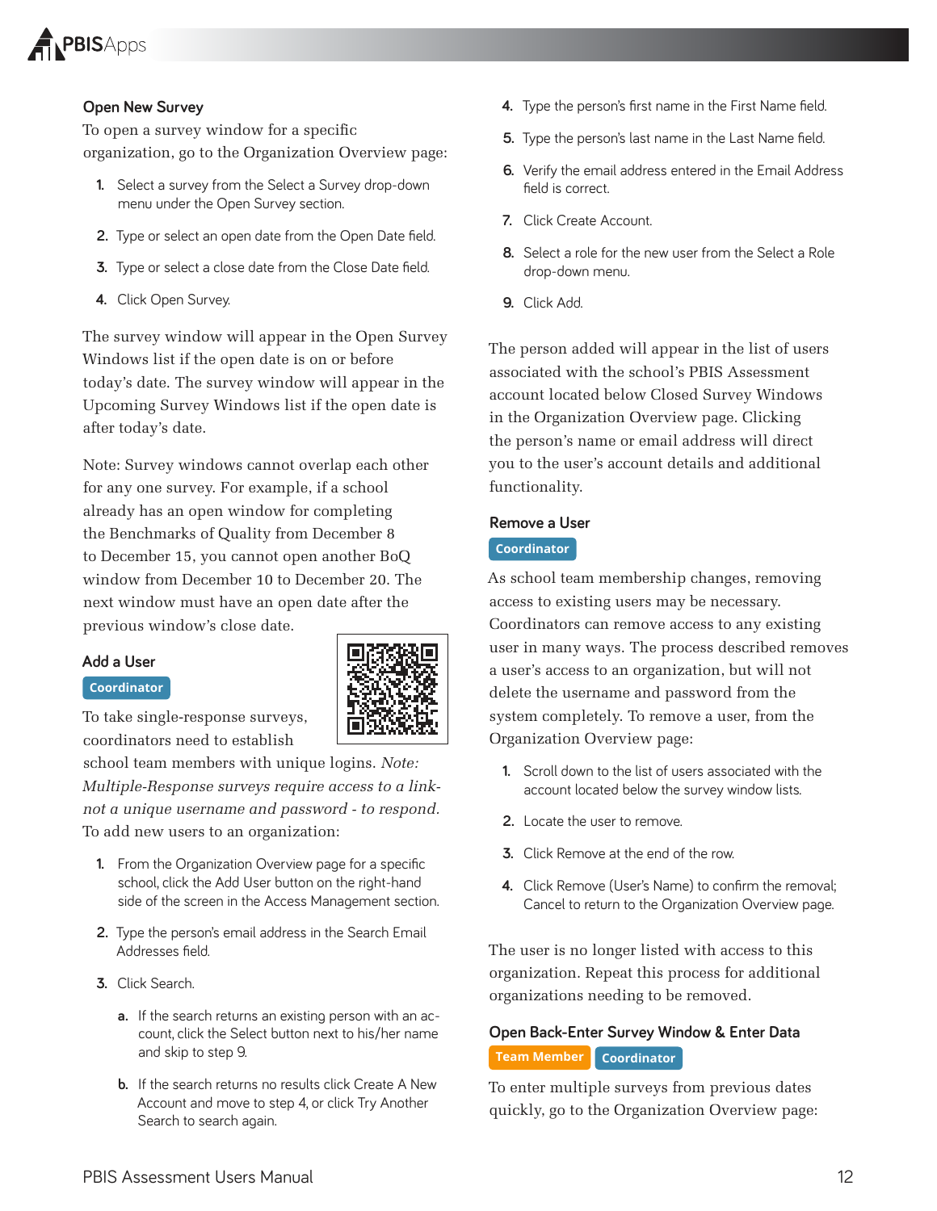### Open New Survey

To open a survey window for a specific organization, go to the Organization Overview page:

1. Select a survey from the Select a Survey drop-down menu under the Open Survey section.
2. Type or select an open date from the Open Date field.
3. Type or select a close date from the Close Date field.
4. Click Open Survey.

The survey window will appear in the Open Survey Windows list if the open date is on or before today's date. The survey window will appear in the Upcoming Survey Windows list if the open date is after today's date.

Note: Survey windows cannot overlap each other for any one survey. For example, if a school already has an open window for completing the Benchmarks of Quality from December 8 to December 15, you cannot open another BoQ window from December 10 to December 20. The next window must have an open date after the previous window's close date.

### Add a User

Coordinator

To take single-response surveys, coordinators need to establish school team members with unique logins. *Note: Multiple-Response surveys require access to a link- not a unique username and password - to respond.* To add new users to an organization:

1. From the Organization Overview page for a specific school, click the Add User button on the right-hand side of the screen in the Access Management section.
2. Type the person's email address in the Search Email Addresses field.
3. Click Search.
   a. If the search returns an existing person with an account, click the Select button next to his/her name and skip to step 9.
   b. If the search returns no results click Create A New Account and move to step 4, or click Try Another Search to search again.
4. Type the person's first name in the First Name field.
5. Type the person's last name in the Last Name field.
6. Verify the email address entered in the Email Address field is correct.
7. Click Create Account.
8. Select a role for the new user from the Select a Role drop-down menu.
9. Click Add.

The person added will appear in the list of users associated with the school's PBIS Assessment account located below Closed Survey Windows in the Organization Overview page. Clicking the person's name or email address will direct you to the user's account details and additional functionality.

### Remove a User

Coordinator

As school team membership changes, removing access to existing users may be necessary. Coordinators can remove access to any existing user in many ways. The process described removes a user's access to an organization, but will not delete the username and password from the system completely. To remove a user, from the Organization Overview page:

1. Scroll down to the list of users associated with the account located below the survey window lists.
2. Locate the user to remove.
3. Click Remove at the end of the row.
4. Click Remove (User's Name) to confirm the removal; Cancel to return to the Organization Overview page.

The user is no longer listed with access to this organization. Repeat this process for additional organizations needing to be removed.

### Open Back-Enter Survey Window & Enter Data

Team Member Coordinator

To enter multiple surveys from previous dates quickly, go to the Organization Overview page: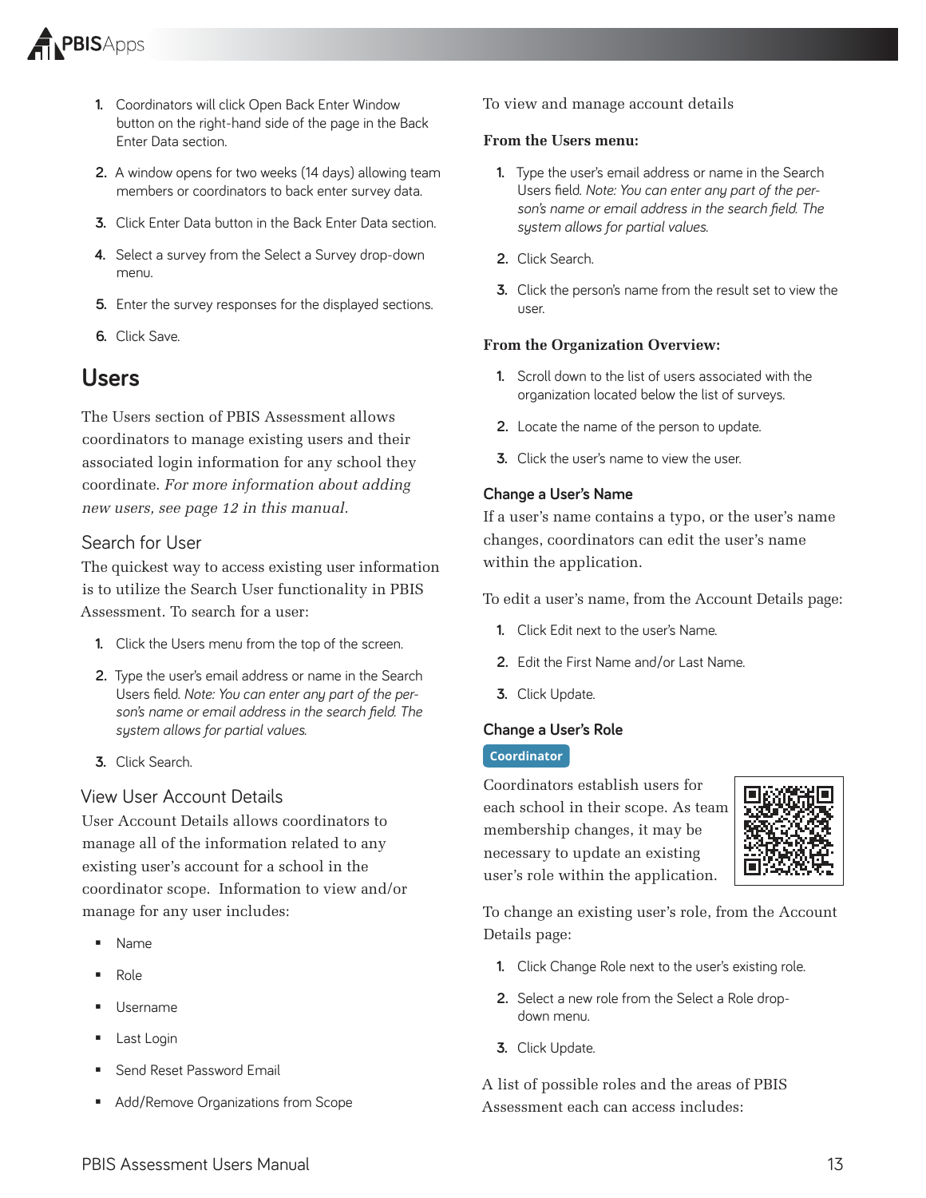1. Coordinators will click Open Back Enter Window button on the right-hand side of the page in the Back Enter Data section.
2. A window opens for two weeks (14 days) allowing team members or coordinators to back enter survey data.
3. Click Enter Data button in the Back Enter Data section.
4. Select a survey from the Select a Survey drop-down menu.
5. Enter the survey responses for the displayed sections.
6. Click Save.

# Users

The Users section of PBIS Assessment allows coordinators to manage existing users and their associated login information for any school they coordinate. *For more information about adding new users, see page 12 in this manual.*

## Search for User

The quickest way to access existing user information is to utilize the Search User functionality in PBIS Assessment. To search for a user:

1. Click the Users menu from the top of the screen.
2. Type the user's email address or name in the Search Users field. *Note: You can enter any part of the person's name or email address in the search field. The system allows for partial values.*
3. Click Search.

## View User Account Details

User Account Details allows coordinators to manage all of the information related to any existing user's account for a school in the coordinator scope. Information to view and/or manage for any user includes:

- Name
- Role
- Username
- Last Login
- Send Reset Password Email
- Add/Remove Organizations from Scope

To view and manage account details

**From the Users menu:**

1. Type the user's email address or name in the Search Users field. *Note: You can enter any part of the person's name or email address in the search field. The system allows for partial values.*
2. Click Search.
3. Click the person's name from the result set to view the user.

**From the Organization Overview:**

1. Scroll down to the list of users associated with the organization located below the list of surveys.
2. Locate the name of the person to update.
3. Click the user's name to view the user.

### Change a User's Name

If a user's name contains a typo, or the user's name changes, coordinators can edit the user's name within the application.

To edit a user's name, from the Account Details page:

1. Click Edit next to the user's Name.
2. Edit the First Name and/or Last Name.
3. Click Update.

### Change a User's Role

**Coordinator**

Coordinators establish users for each school in their scope. As team membership changes, it may be necessary to update an existing user's role within the application.

To change an existing user's role, from the Account Details page:

1. Click Change Role next to the user's existing role.
2. Select a new role from the Select a Role drop-down menu.
3. Click Update.

A list of possible roles and the areas of PBIS Assessment each can access includes: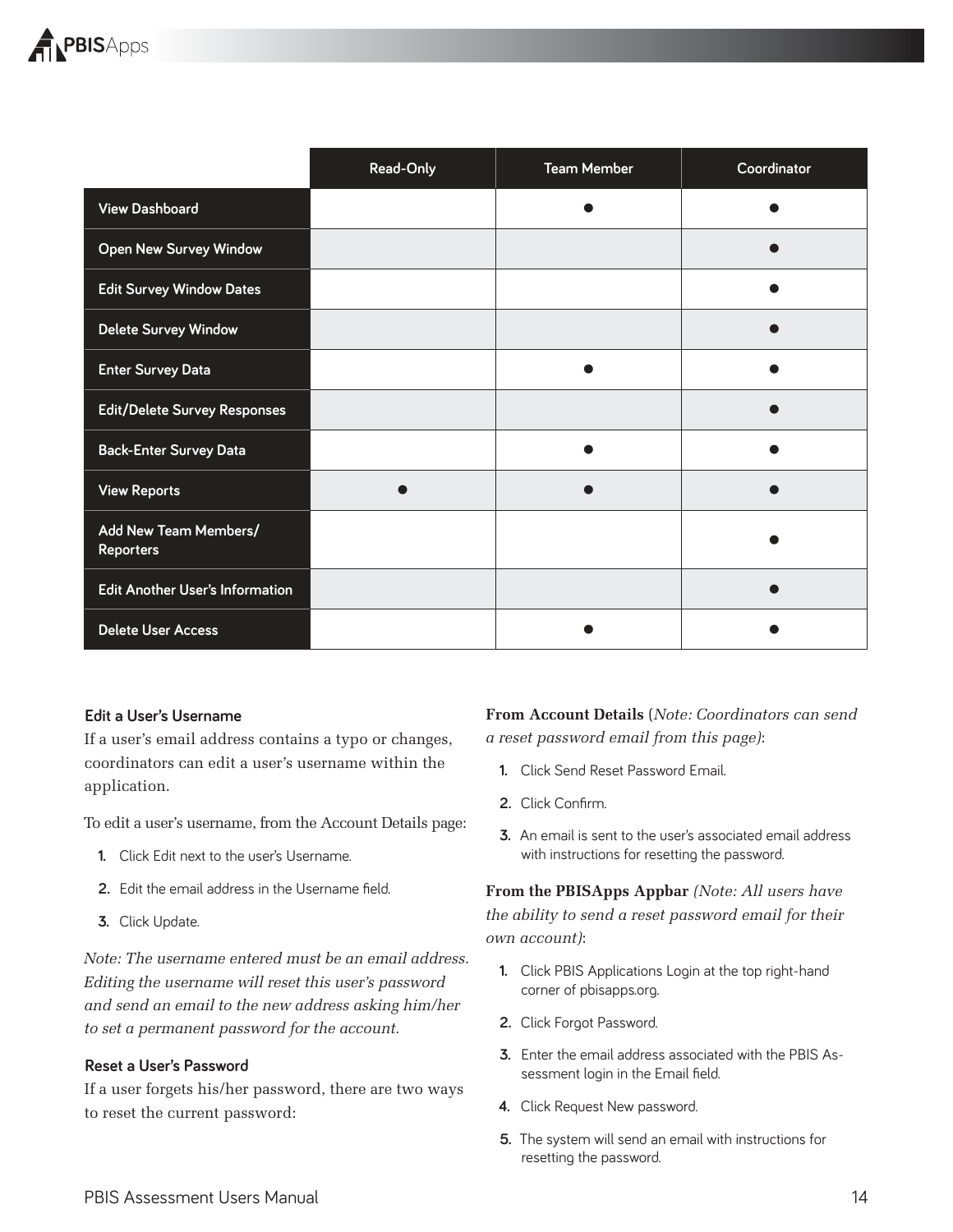| | Read-Only | Team Member | Coordinator |
|---|---|---|---|
| View Dashboard | | ● | ● |
| Open New Survey Window | | | ● |
| Edit Survey Window Dates | | | ● |
| Delete Survey Window | | | ● |
| Enter Survey Data | | ● | ● |
| Edit/Delete Survey Responses | | | ● |
| Back-Enter Survey Data | | ● | ● |
| View Reports | ● | ● | ● |
| Add New Team Members/ Reporters | | | ● |
| Edit Another User's Information | | | ● |
| Delete User Access | | ● | ● |

### Edit a User's Username

If a user's email address contains a typo or changes, coordinators can edit a user's username within the application.

To edit a user's username, from the Account Details page:

1. Click Edit next to the user's Username.
2. Edit the email address in the Username field.
3. Click Update.

*Note: The username entered must be an email address. Editing the username will reset this user's password and send an email to the new address asking him/her to set a permanent password for the account.*

### Reset a User's Password

If a user forgets his/her password, there are two ways to reset the current password:

**From Account Details** (*Note: Coordinators can send a reset password email from this page)*:

1. Click Send Reset Password Email.
2. Click Confirm.
3. An email is sent to the user's associated email address with instructions for resetting the password.

**From the PBISApps Appbar** *(Note: All users have the ability to send a reset password email for their own account)*:

1. Click PBIS Applications Login at the top right-hand corner of pbisapps.org.
2. Click Forgot Password.
3. Enter the email address associated with the PBIS Assessment login in the Email field.
4. Click Request New password.
5. The system will send an email with instructions for resetting the password.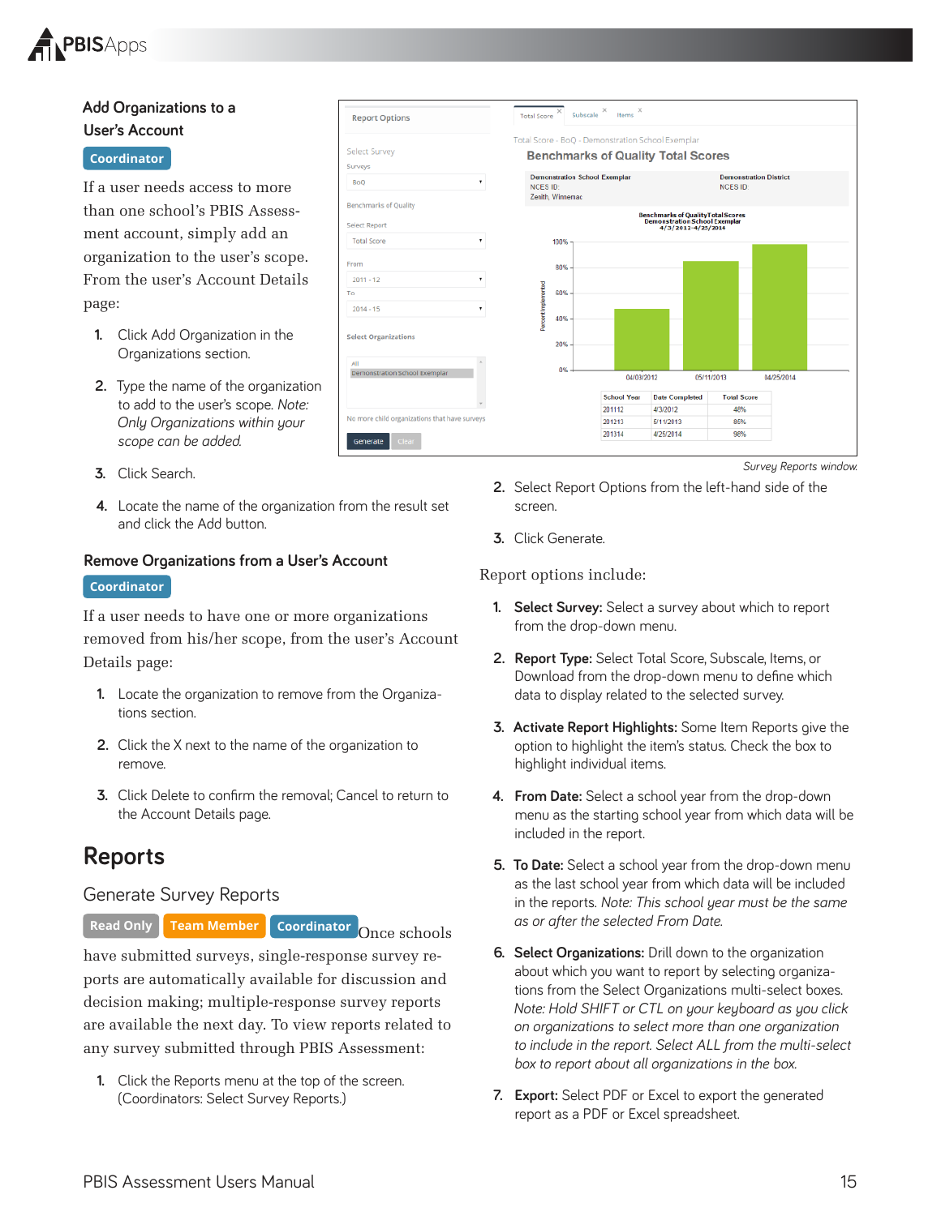## Add Organizations to a User's Account

Coordinator

If a user needs access to more than one school's PBIS Assessment account, simply add an organization to the user's scope. From the user's Account Details page:

1. Click Add Organization in the Organizations section.
2. Type the name of the organization to add to the user's scope. *Note: Only Organizations within your scope can be added.*
3. Click Search.
4. Locate the name of the organization from the result set and click the Add button.

## Remove Organizations from a User's Account

Coordinator

If a user needs to have one or more organizations removed from his/her scope, from the user's Account Details page:

1. Locate the organization to remove from the Organizations section.
2. Click the X next to the name of the organization to remove.
3. Click Delete to confirm the removal; Cancel to return to the Account Details page.

# Reports

## Generate Survey Reports

Read Only Team Member Coordinator Once schools have submitted surveys, single-response survey reports are automatically available for discussion and decision making; multiple-response survey reports are available the next day. To view reports related to any survey submitted through PBIS Assessment:

1. Click the Reports menu at the top of the screen. (Coordinators: Select Survey Reports.)

*Survey Reports window.*

2. Select Report Options from the left-hand side of the screen.
3. Click Generate.

Report options include:

1. **Select Survey:** Select a survey about which to report from the drop-down menu.
2. **Report Type:** Select Total Score, Subscale, Items, or Download from the drop-down menu to define which data to display related to the selected survey.
3. **Activate Report Highlights:** Some Item Reports give the option to highlight the item's status. Check the box to highlight individual items.
4. **From Date:** Select a school year from the drop-down menu as the starting school year from which data will be included in the report.
5. **To Date:** Select a school year from the drop-down menu as the last school year from which data will be included in the reports. *Note: This school year must be the same as or after the selected From Date.*
6. **Select Organizations:** Drill down to the organization about which you want to report by selecting organizations from the Select Organizations multi-select boxes. *Note: Hold SHIFT or CTL on your keyboard as you click on organizations to select more than one organization to include in the report. Select ALL from the multi-select box to report about all organizations in the box.*
7. **Export:** Select PDF or Excel to export the generated report as a PDF or Excel spreadsheet.

PBIS Assessment Users Manual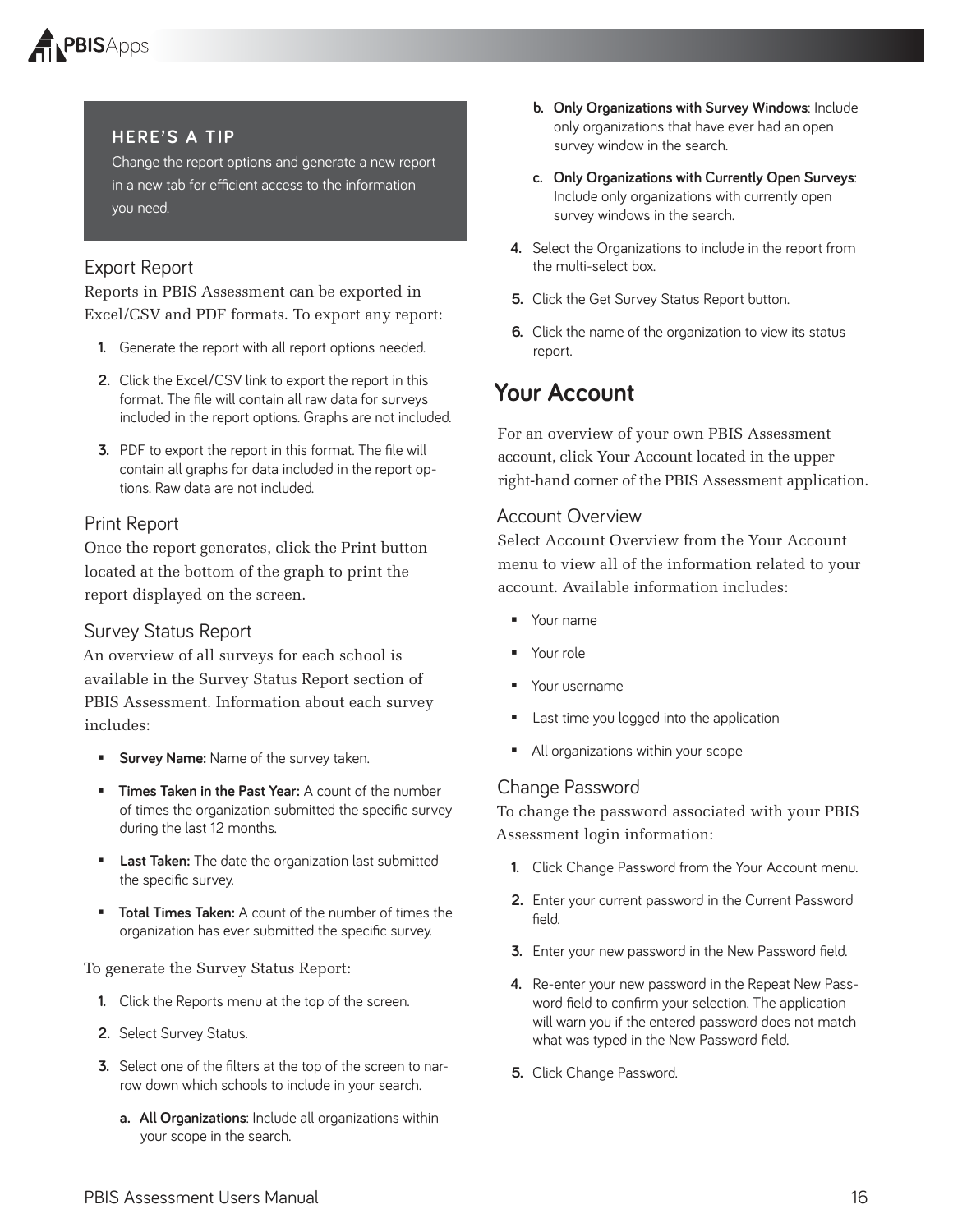> **HERE'S A TIP**
>
> Change the report options and generate a new report in a new tab for efficient access to the information you need.

### Export Report

Reports in PBIS Assessment can be exported in Excel/CSV and PDF formats. To export any report:

1. Generate the report with all report options needed.
2. Click the Excel/CSV link to export the report in this format. The file will contain all raw data for surveys included in the report options. Graphs are not included.
3. PDF to export the report in this format. The file will contain all graphs for data included in the report options. Raw data are not included.

### Print Report

Once the report generates, click the Print button located at the bottom of the graph to print the report displayed on the screen.

### Survey Status Report

An overview of all surveys for each school is available in the Survey Status Report section of PBIS Assessment. Information about each survey includes:

- **Survey Name:** Name of the survey taken.
- **Times Taken in the Past Year:** A count of the number of times the organization submitted the specific survey during the last 12 months.
- **Last Taken:** The date the organization last submitted the specific survey.
- **Total Times Taken:** A count of the number of times the organization has ever submitted the specific survey.

To generate the Survey Status Report:

1. Click the Reports menu at the top of the screen.
2. Select Survey Status.
3. Select one of the filters at the top of the screen to narrow down which schools to include in your search.
   a. **All Organizations**: Include all organizations within your scope in the search.
   b. **Only Organizations with Survey Windows**: Include only organizations that have ever had an open survey window in the search.
   c. **Only Organizations with Currently Open Surveys**: Include only organizations with currently open survey windows in the search.
4. Select the Organizations to include in the report from the multi-select box.
5. Click the Get Survey Status Report button.
6. Click the name of the organization to view its status report.

## Your Account

For an overview of your own PBIS Assessment account, click Your Account located in the upper right-hand corner of the PBIS Assessment application.

### Account Overview

Select Account Overview from the Your Account menu to view all of the information related to your account. Available information includes:

- Your name
- Your role
- Your username
- Last time you logged into the application
- All organizations within your scope

### Change Password

To change the password associated with your PBIS Assessment login information:

1. Click Change Password from the Your Account menu.
2. Enter your current password in the Current Password field.
3. Enter your new password in the New Password field.
4. Re-enter your new password in the Repeat New Password field to confirm your selection. The application will warn you if the entered password does not match what was typed in the New Password field.
5. Click Change Password.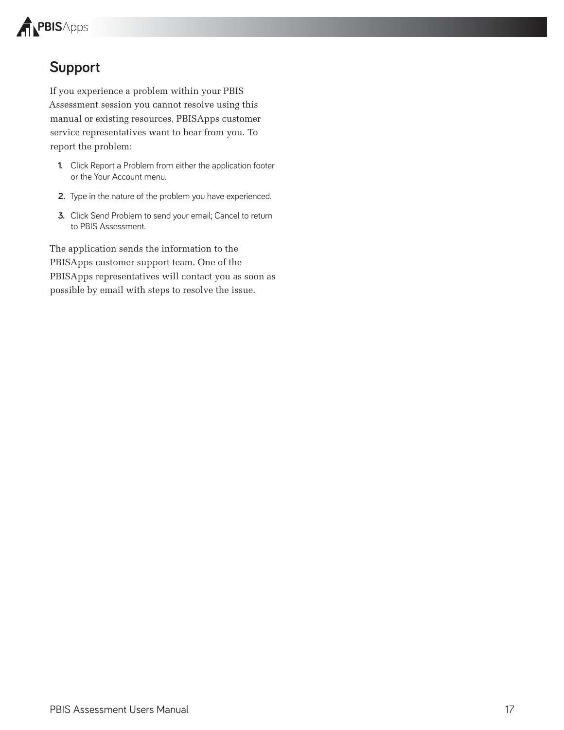## Support

If you experience a problem within your PBIS Assessment session you cannot resolve using this manual or existing resources, PBISApps customer service representatives want to hear from you. To report the problem:

1. Click Report a Problem from either the application footer or the Your Account menu.
2. Type in the nature of the problem you have experienced.
3. Click Send Problem to send your email; Cancel to return to PBIS Assessment.

The application sends the information to the PBISApps customer support team. One of the PBISApps representatives will contact you as soon as possible by email with steps to resolve the issue.